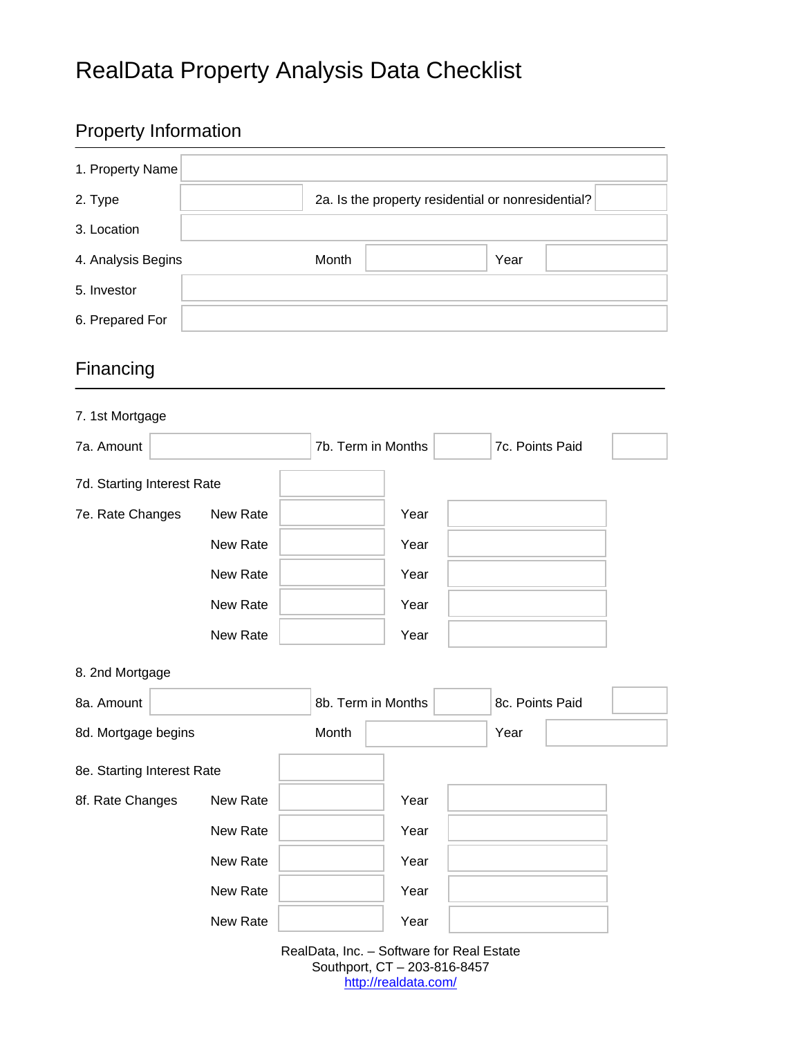# RealData Property Analysis Data Checklist

## Property Information

1. Property Name
2. Type
   2a. Is the property residential or nonresidential?
3. Location
4. Analysis Begins — Month — Year
5. Investor
6. Prepared For

## Financing

7. 1st Mortgage

7a. Amount — 7b. Term in Months — 7c. Points Paid

7d. Starting Interest Rate

7e. Rate Changes

| | New Rate | | Year | |
|---|---|---|---|---|
| | New Rate | | Year | |
| | New Rate | | Year | |
| | New Rate | | Year | |
| | New Rate | | Year | |

8. 2nd Mortgage

8a. Amount — 8b. Term in Months — 8c. Points Paid

8d. Mortgage begins — Month — Year

8e. Starting Interest Rate

8f. Rate Changes

| | New Rate | | Year | |
|---|---|---|---|---|
| | New Rate | | Year | |
| | New Rate | | Year | |
| | New Rate | | Year | |
| | New Rate | | Year | |

RealData, Inc. – Software for Real Estate
Southport, CT – 203-816-8457
http://realdata.com/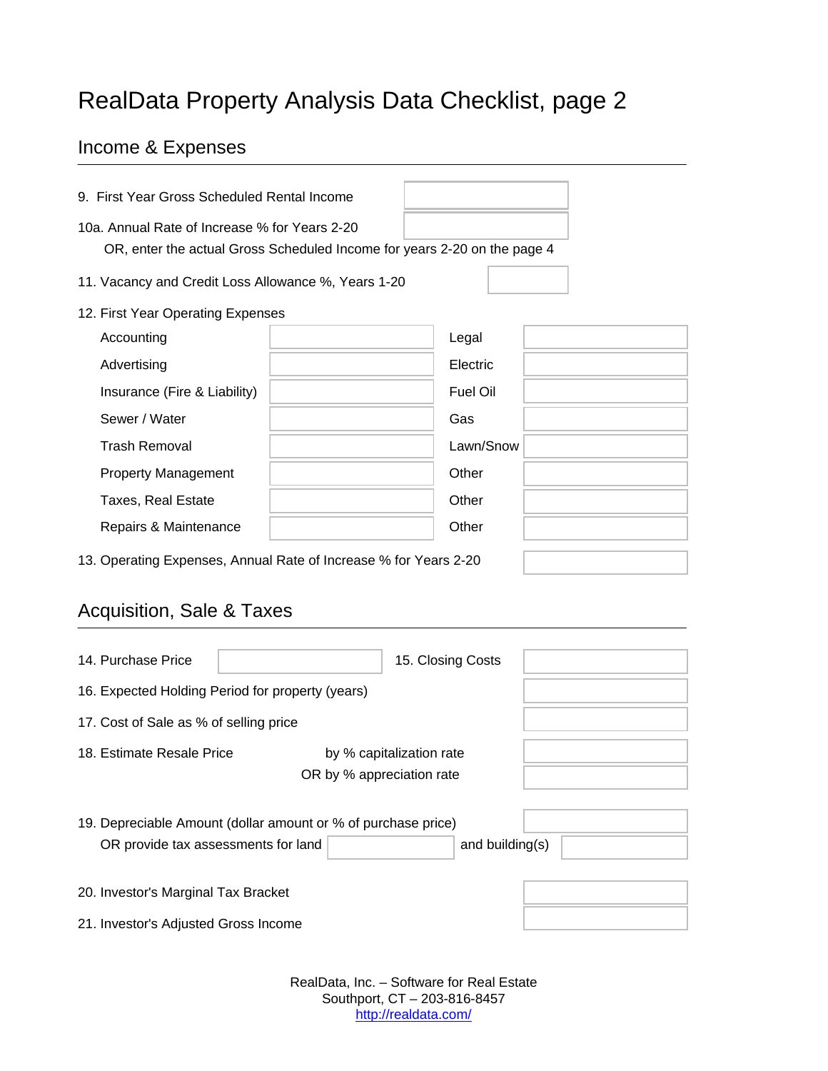# RealData Property Analysis Data Checklist, page 2

## Income & Expenses

9. First Year Gross Scheduled Rental Income

10a. Annual Rate of Increase % for Years 2-20

OR, enter the actual Gross Scheduled Income for years 2-20 on the page 4

11. Vacancy and Credit Loss Allowance %, Years 1-20

12. First Year Operating Expenses

| Expense | Amount | Expense | Amount |
|---|---|---|---|
| Accounting | | Legal | |
| Advertising | | Electric | |
| Insurance (Fire & Liability) | | Fuel Oil | |
| Sewer / Water | | Gas | |
| Trash Removal | | Lawn/Snow | |
| Property Management | | Other | |
| Taxes, Real Estate | | Other | |
| Repairs & Maintenance | | Other | |

13. Operating Expenses, Annual Rate of Increase % for Years 2-20

## Acquisition, Sale & Taxes

14. Purchase Price 15. Closing Costs

16. Expected Holding Period for property (years)

17. Cost of Sale as % of selling price

18. Estimate Resale Price by % capitalization rate

OR by % appreciation rate

19. Depreciable Amount (dollar amount or % of purchase price)

OR provide tax assessments for land and building(s)

20. Investor's Marginal Tax Bracket

21. Investor's Adjusted Gross Income

RealData, Inc. – Software for Real Estate
Southport, CT – 203-816-8457
http://realdata.com/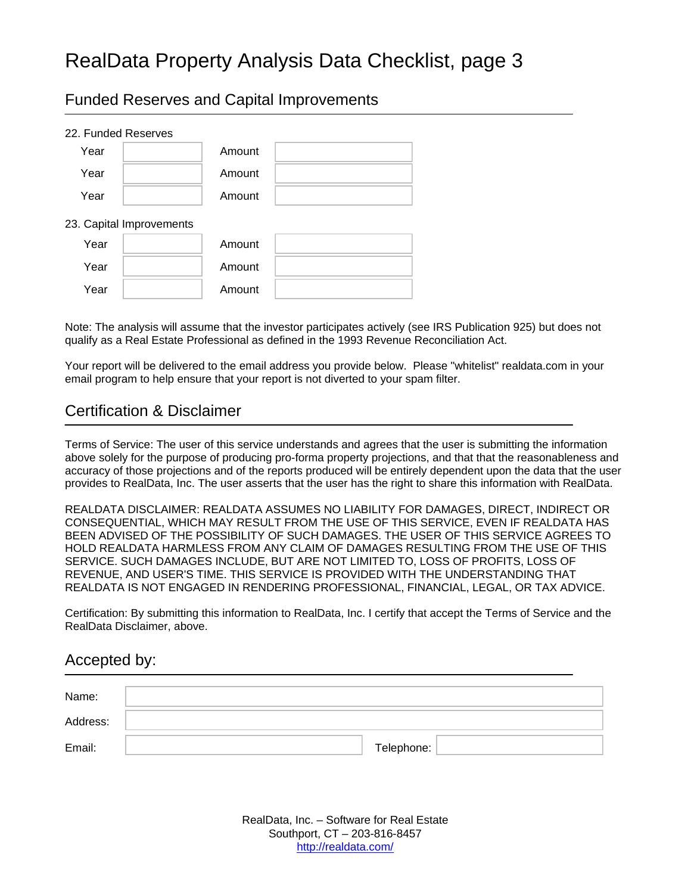# RealData Property Analysis Data Checklist, page 3

## Funded Reserves and Capital Improvements

22. Funded Reserves

| Year | | Amount | |
|---|---|---|---|
| Year | | Amount | |
| Year | | Amount | |
| Year | | Amount | |

23. Capital Improvements

| Year | | Amount | |
|---|---|---|---|
| Year | | Amount | |
| Year | | Amount | |
| Year | | Amount | |

Note: The analysis will assume that the investor participates actively (see IRS Publication 925) but does not qualify as a Real Estate Professional as defined in the 1993 Revenue Reconciliation Act.

Your report will be delivered to the email address you provide below. Please "whitelist" realdata.com in your email program to help ensure that your report is not diverted to your spam filter.

## Certification & Disclaimer

Terms of Service: The user of this service understands and agrees that the user is submitting the information above solely for the purpose of producing pro-forma property projections, and that that the reasonableness and accuracy of those projections and of the reports produced will be entirely dependent upon the data that the user provides to RealData, Inc. The user asserts that the user has the right to share this information with RealData.

REALDATA DISCLAIMER: REALDATA ASSUMES NO LIABILITY FOR DAMAGES, DIRECT, INDIRECT OR CONSEQUENTIAL, WHICH MAY RESULT FROM THE USE OF THIS SERVICE, EVEN IF REALDATA HAS BEEN ADVISED OF THE POSSIBILITY OF SUCH DAMAGES. THE USER OF THIS SERVICE AGREES TO HOLD REALDATA HARMLESS FROM ANY CLAIM OF DAMAGES RESULTING FROM THE USE OF THIS SERVICE. SUCH DAMAGES INCLUDE, BUT ARE NOT LIMITED TO, LOSS OF PROFITS, LOSS OF REVENUE, AND USER'S TIME. THIS SERVICE IS PROVIDED WITH THE UNDERSTANDING THAT REALDATA IS NOT ENGAGED IN RENDERING PROFESSIONAL, FINANCIAL, LEGAL, OR TAX ADVICE.

Certification: By submitting this information to RealData, Inc. I certify that accept the Terms of Service and the RealData Disclaimer, above.

## Accepted by:

| Name: | | | |
|---|---|---|---|
| Address: | | | |
| Email: | | Telephone: | |

RealData, Inc. – Software for Real Estate
Southport, CT – 203-816-8457
http://realdata.com/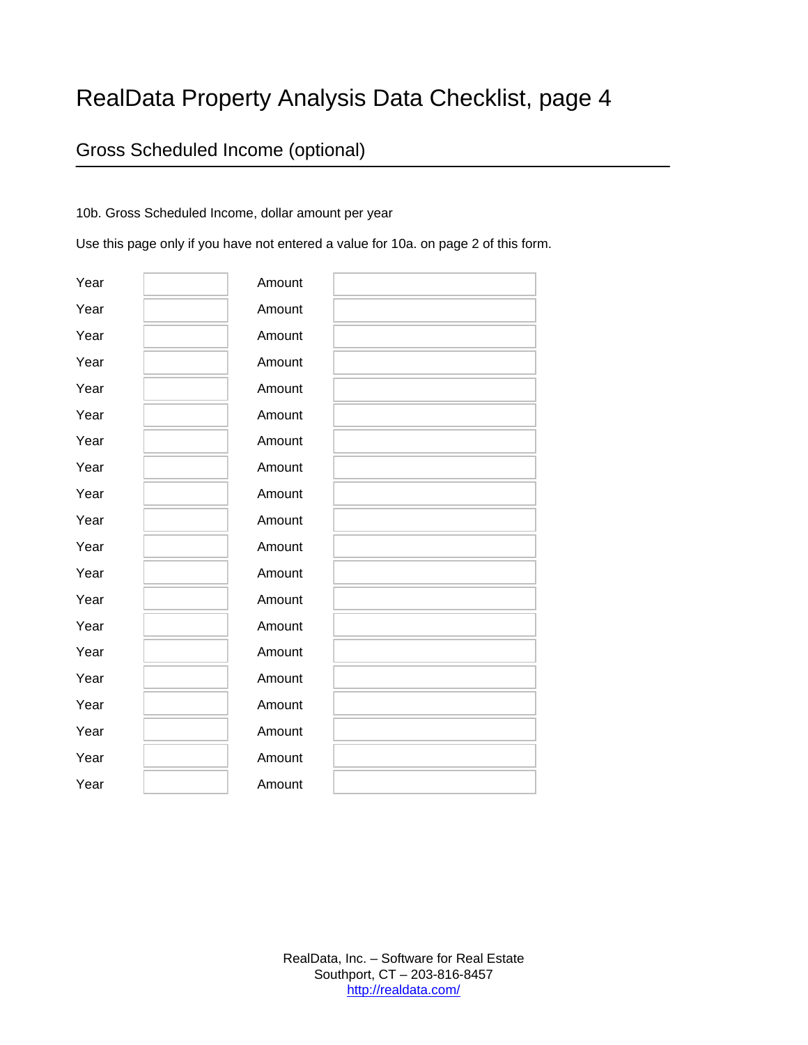# RealData Property Analysis Data Checklist, page 4

## Gross Scheduled Income (optional)

10b. Gross Scheduled Income, dollar amount per year

Use this page only if you have not entered a value for 10a. on page 2 of this form.

| Year | | Amount | |
|---|---|---|---|
| Year | | Amount | |
| Year | | Amount | |
| Year | | Amount | |
| Year | | Amount | |
| Year | | Amount | |
| Year | | Amount | |
| Year | | Amount | |
| Year | | Amount | |
| Year | | Amount | |
| Year | | Amount | |
| Year | | Amount | |
| Year | | Amount | |
| Year | | Amount | |
| Year | | Amount | |
| Year | | Amount | |
| Year | | Amount | |
| Year | | Amount | |
| Year | | Amount | |
| Year | | Amount | |

RealData, Inc. – Software for Real Estate
Southport, CT – 203-816-8457
http://realdata.com/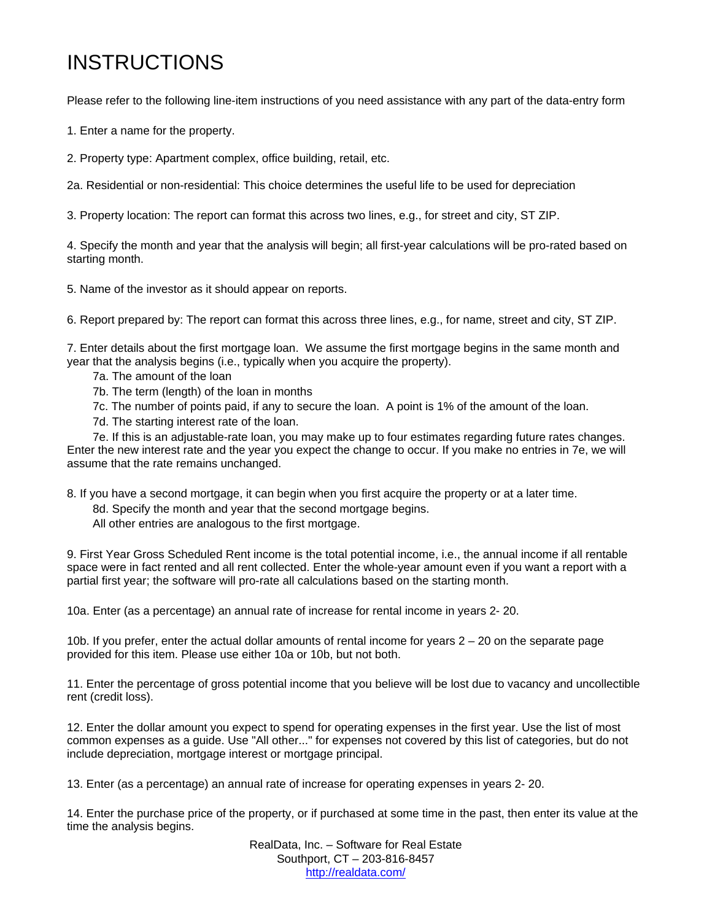# INSTRUCTIONS

Please refer to the following line-item instructions of you need assistance with any part of the data-entry form

1. Enter a name for the property.

2. Property type: Apartment complex, office building, retail, etc.

2a. Residential or non-residential: This choice determines the useful life to be used for depreciation

3. Property location: The report can format this across two lines, e.g., for street and city, ST ZIP.

4. Specify the month and year that the analysis will begin; all first-year calculations will be pro-rated based on starting month.

5. Name of the investor as it should appear on reports.

6. Report prepared by: The report can format this across three lines, e.g., for name, street and city, ST ZIP.

7. Enter details about the first mortgage loan. We assume the first mortgage begins in the same month and year that the analysis begins (i.e., typically when you acquire the property).

   7a. The amount of the loan

   7b. The term (length) of the loan in months

   7c. The number of points paid, if any to secure the loan. A point is 1% of the amount of the loan.

   7d. The starting interest rate of the loan.

   7e. If this is an adjustable-rate loan, you may make up to four estimates regarding future rates changes. Enter the new interest rate and the year you expect the change to occur. If you make no entries in 7e, we will assume that the rate remains unchanged.

8. If you have a second mortgage, it can begin when you first acquire the property or at a later time.

   8d. Specify the month and year that the second mortgage begins.

   All other entries are analogous to the first mortgage.

9. First Year Gross Scheduled Rent income is the total potential income, i.e., the annual income if all rentable space were in fact rented and all rent collected. Enter the whole-year amount even if you want a report with a partial first year; the software will pro-rate all calculations based on the starting month.

10a. Enter (as a percentage) an annual rate of increase for rental income in years 2- 20.

10b. If you prefer, enter the actual dollar amounts of rental income for years 2 – 20 on the separate page provided for this item. Please use either 10a or 10b, but not both.

11. Enter the percentage of gross potential income that you believe will be lost due to vacancy and uncollectible rent (credit loss).

12. Enter the dollar amount you expect to spend for operating expenses in the first year. Use the list of most common expenses as a guide. Use "All other..." for expenses not covered by this list of categories, but do not include depreciation, mortgage interest or mortgage principal.

13. Enter (as a percentage) an annual rate of increase for operating expenses in years 2- 20.

14. Enter the purchase price of the property, or if purchased at some time in the past, then enter its value at the time the analysis begins.

RealData, Inc. – Software for Real Estate
Southport, CT – 203-816-8457
http://realdata.com/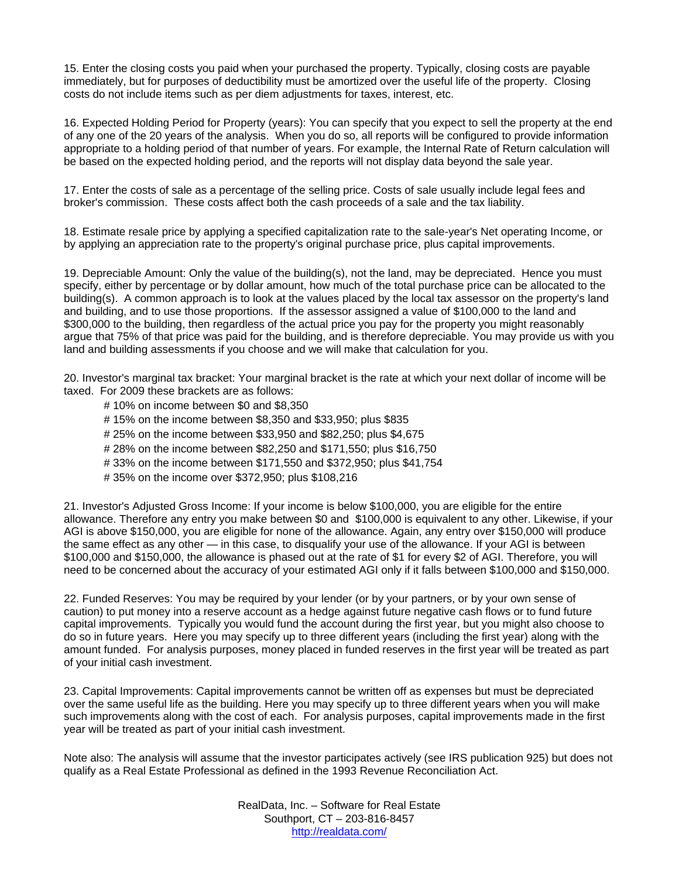15. Enter the closing costs you paid when your purchased the property. Typically, closing costs are payable immediately, but for purposes of deductibility must be amortized over the useful life of the property. Closing costs do not include items such as per diem adjustments for taxes, interest, etc.

16. Expected Holding Period for Property (years): You can specify that you expect to sell the property at the end of any one of the 20 years of the analysis. When you do so, all reports will be configured to provide information appropriate to a holding period of that number of years. For example, the Internal Rate of Return calculation will be based on the expected holding period, and the reports will not display data beyond the sale year.

17. Enter the costs of sale as a percentage of the selling price. Costs of sale usually include legal fees and broker's commission. These costs affect both the cash proceeds of a sale and the tax liability.

18. Estimate resale price by applying a specified capitalization rate to the sale-year's Net operating Income, or by applying an appreciation rate to the property's original purchase price, plus capital improvements.

19. Depreciable Amount: Only the value of the building(s), not the land, may be depreciated. Hence you must specify, either by percentage or by dollar amount, how much of the total purchase price can be allocated to the building(s). A common approach is to look at the values placed by the local tax assessor on the property's land and building, and to use those proportions. If the assessor assigned a value of $100,000 to the land and $300,000 to the building, then regardless of the actual price you pay for the property you might reasonably argue that 75% of that price was paid for the building, and is therefore depreciable. You may provide us with you land and building assessments if you choose and we will make that calculation for you.

20. Investor's marginal tax bracket: Your marginal bracket is the rate at which your next dollar of income will be taxed. For 2009 these brackets are as follows:

- # 10% on income between $0 and $8,350
- # 15% on the income between $8,350 and $33,950; plus $835
- # 25% on the income between $33,950 and $82,250; plus $4,675
- # 28% on the income between $82,250 and $171,550; plus $16,750
- # 33% on the income between $171,550 and $372,950; plus $41,754
- # 35% on the income over $372,950; plus $108,216

21. Investor's Adjusted Gross Income: If your income is below $100,000, you are eligible for the entire allowance. Therefore any entry you make between $0 and $100,000 is equivalent to any other. Likewise, if your AGI is above $150,000, you are eligible for none of the allowance. Again, any entry over $150,000 will produce the same effect as any other — in this case, to disqualify your use of the allowance. If your AGI is between $100,000 and $150,000, the allowance is phased out at the rate of $1 for every $2 of AGI. Therefore, you will need to be concerned about the accuracy of your estimated AGI only if it falls between $100,000 and $150,000.

22. Funded Reserves: You may be required by your lender (or by your partners, or by your own sense of caution) to put money into a reserve account as a hedge against future negative cash flows or to fund future capital improvements. Typically you would fund the account during the first year, but you might also choose to do so in future years. Here you may specify up to three different years (including the first year) along with the amount funded. For analysis purposes, money placed in funded reserves in the first year will be treated as part of your initial cash investment.

23. Capital Improvements: Capital improvements cannot be written off as expenses but must be depreciated over the same useful life as the building. Here you may specify up to three different years when you will make such improvements along with the cost of each. For analysis purposes, capital improvements made in the first year will be treated as part of your initial cash investment.

Note also: The analysis will assume that the investor participates actively (see IRS publication 925) but does not qualify as a Real Estate Professional as defined in the 1993 Revenue Reconciliation Act.

RealData, Inc. – Software for Real Estate
Southport, CT – 203-816-8457
http://realdata.com/